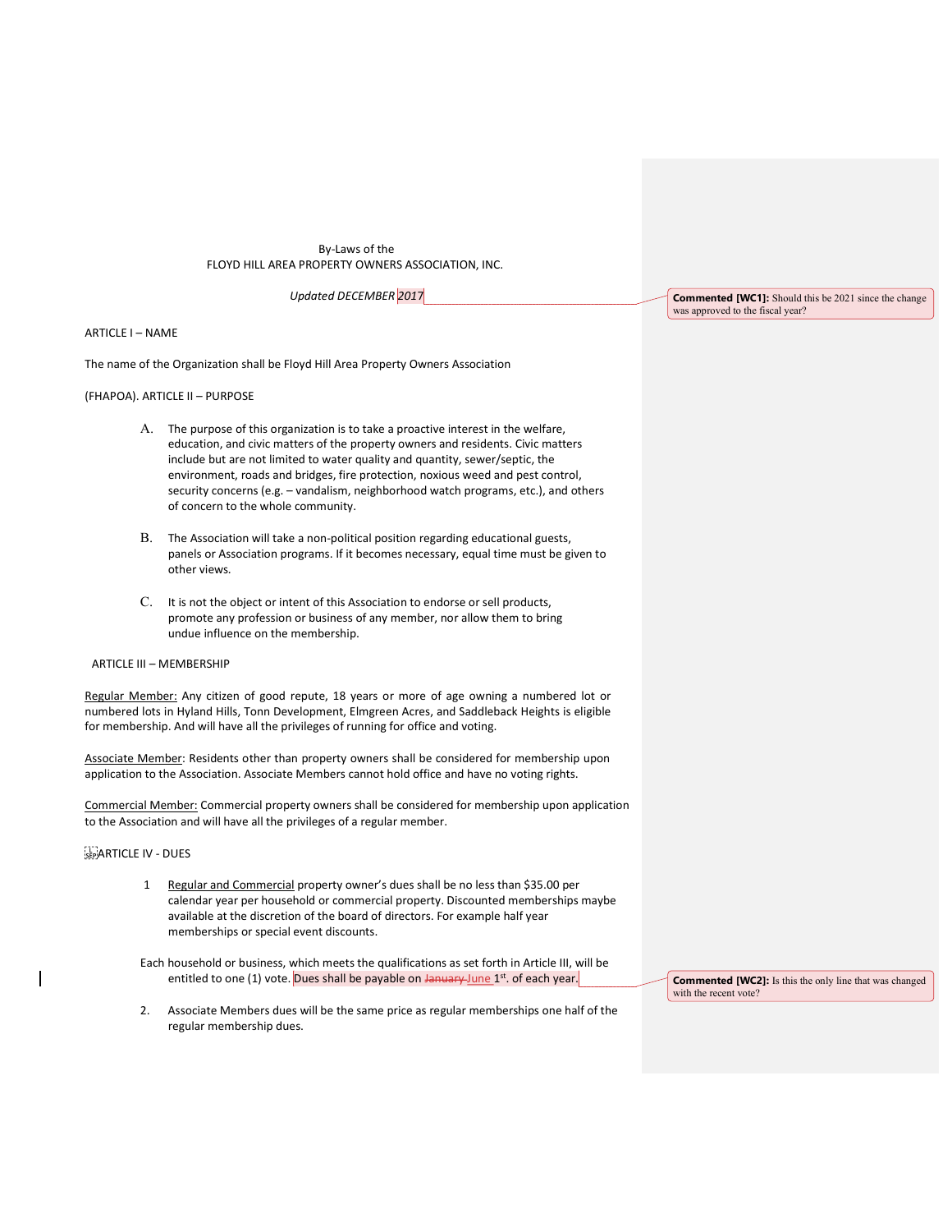By-Laws of the
FLOYD HILL AREA PROPERTY OWNERS ASSOCIATION, INC.

*Updated DECEMBER 2017*

> **Commented [WC1]:** Should this be 2021 since the change was approved to the fiscal year?

ARTICLE I – NAME

The name of the Organization shall be Floyd Hill Area Property Owners Association

(FHAPOA). ARTICLE II – PURPOSE

A. The purpose of this organization is to take a proactive interest in the welfare, education, and civic matters of the property owners and residents. Civic matters include but are not limited to water quality and quantity, sewer/septic, the environment, roads and bridges, fire protection, noxious weed and pest control, security concerns (e.g. – vandalism, neighborhood watch programs, etc.), and others of concern to the whole community.

B. The Association will take a non-political position regarding educational guests, panels or Association programs. If it becomes necessary, equal time must be given to other views.

C. It is not the object or intent of this Association to endorse or sell products, promote any profession or business of any member, nor allow them to bring undue influence on the membership.

ARTICLE III – MEMBERSHIP

Regular Member: Any citizen of good repute, 18 years or more of age owning a numbered lot or numbered lots in Hyland Hills, Tonn Development, Elmgreen Acres, and Saddleback Heights is eligible for membership. And will have all the privileges of running for office and voting.

Associate Member: Residents other than property owners shall be considered for membership upon application to the Association. Associate Members cannot hold office and have no voting rights.

Commercial Member: Commercial property owners shall be considered for membership upon application to the Association and will have all the privileges of a regular member.

ARTICLE IV - DUES

1 Regular and Commercial property owner's dues shall be no less than $35.00 per calendar year per household or commercial property. Discounted memberships maybe available at the discretion of the board of directors. For example half year memberships or special event discounts.

Each household or business, which meets the qualifications as set forth in Article III, will be entitled to one (1) vote. Dues shall be payable on ~~January~~ June 1st. of each year.

> **Commented [WC2]:** Is this the only line that was changed with the recent vote?

2. Associate Members dues will be the same price as regular memberships one half of the regular membership dues.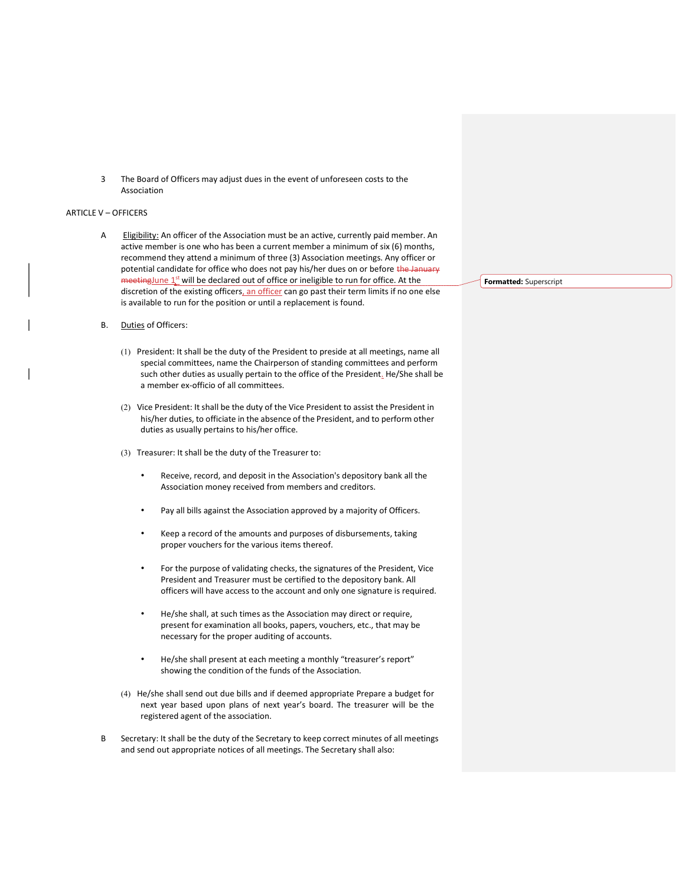3 The Board of Officers may adjust dues in the event of unforeseen costs to the Association

ARTICLE V – OFFICERS

A Eligibility: An officer of the Association must be an active, currently paid member. An active member is one who has been a current member a minimum of six (6) months, recommend they attend a minimum of three (3) Association meetings. Any officer or potential candidate for office who does not pay his/her dues on or before ~~the January meeting~~June 1st will be declared out of office or ineligible to run for office. At the discretion of the existing officers, an officer can go past their term limits if no one else is available to run for the position or until a replacement is found.

B. Duties of Officers:

(1) President: It shall be the duty of the President to preside at all meetings, name all special committees, name the Chairperson of standing committees and perform such other duties as usually pertain to the office of the President. He/She shall be a member ex-officio of all committees.

(2) Vice President: It shall be the duty of the Vice President to assist the President in his/her duties, to officiate in the absence of the President, and to perform other duties as usually pertains to his/her office.

(3) Treasurer: It shall be the duty of the Treasurer to:

- Receive, record, and deposit in the Association's depository bank all the Association money received from members and creditors.
- Pay all bills against the Association approved by a majority of Officers.
- Keep a record of the amounts and purposes of disbursements, taking proper vouchers for the various items thereof.
- For the purpose of validating checks, the signatures of the President, Vice President and Treasurer must be certified to the depository bank. All officers will have access to the account and only one signature is required.
- He/she shall, at such times as the Association may direct or require, present for examination all books, papers, vouchers, etc., that may be necessary for the proper auditing of accounts.
- He/she shall present at each meeting a monthly "treasurer's report" showing the condition of the funds of the Association.

(4) He/she shall send out due bills and if deemed appropriate Prepare a budget for next year based upon plans of next year's board. The treasurer will be the registered agent of the association.

B Secretary: It shall be the duty of the Secretary to keep correct minutes of all meetings and send out appropriate notices of all meetings. The Secretary shall also:

Formatted: Superscript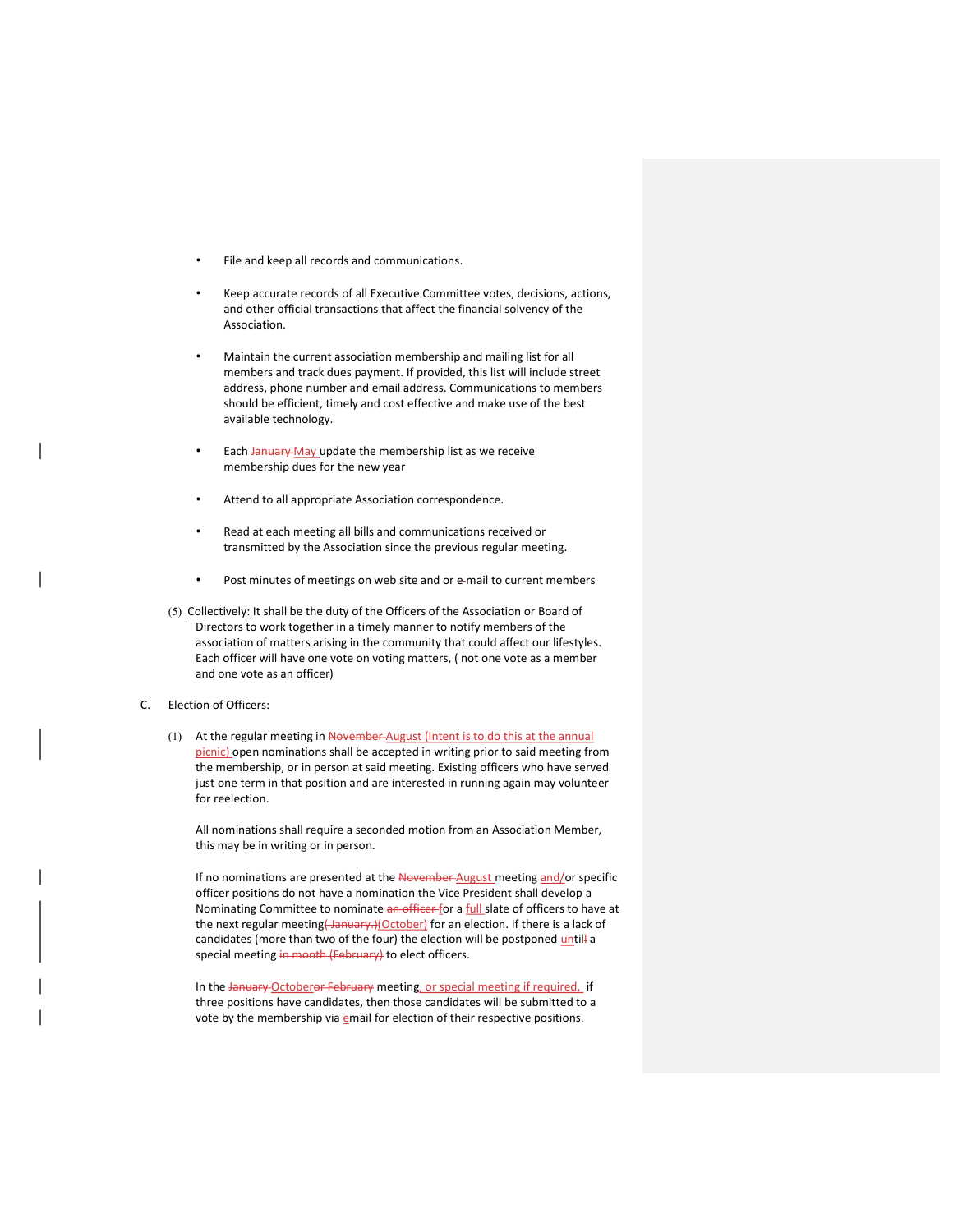- File and keep all records and communications.

- Keep accurate records of all Executive Committee votes, decisions, actions, and other official transactions that affect the financial solvency of the Association.

- Maintain the current association membership and mailing list for all members and track dues payment. If provided, this list will include street address, phone number and email address. Communications to members should be efficient, timely and cost effective and make use of the best available technology.

- Each ~~January~~ May update the membership list as we receive membership dues for the new year

- Attend to all appropriate Association correspondence.

- Read at each meeting all bills and communications received or transmitted by the Association since the previous regular meeting.

- Post minutes of meetings on web site and or e-mail to current members

(5) Collectively: It shall be the duty of the Officers of the Association or Board of Directors to work together in a timely manner to notify members of the association of matters arising in the community that could affect our lifestyles. Each officer will have one vote on voting matters, ( not one vote as a member and one vote as an officer)

C. Election of Officers:

(1) At the regular meeting in ~~November~~ August (Intent is to do this at the annual picnic) open nominations shall be accepted in writing prior to said meeting from the membership, or in person at said meeting. Existing officers who have served just one term in that position and are interested in running again may volunteer for reelection.

All nominations shall require a seconded motion from an Association Member, this may be in writing or in person.

If no nominations are presented at the ~~November~~ August meeting and/or specific officer positions do not have a nomination the Vice President shall develop a Nominating Committee to nominate ~~an officer~~ for a full slate of officers to have at the next regular meeting~~( January.)~~(October) for an election. If there is a lack of candidates (more than two of the four) the election will be postponed until a special meeting ~~in month (February)~~ to elect officers.

In the ~~January~~ October~~or February~~ meeting, or special meeting if required, if three positions have candidates, then those candidates will be submitted to a vote by the membership via email for election of their respective positions.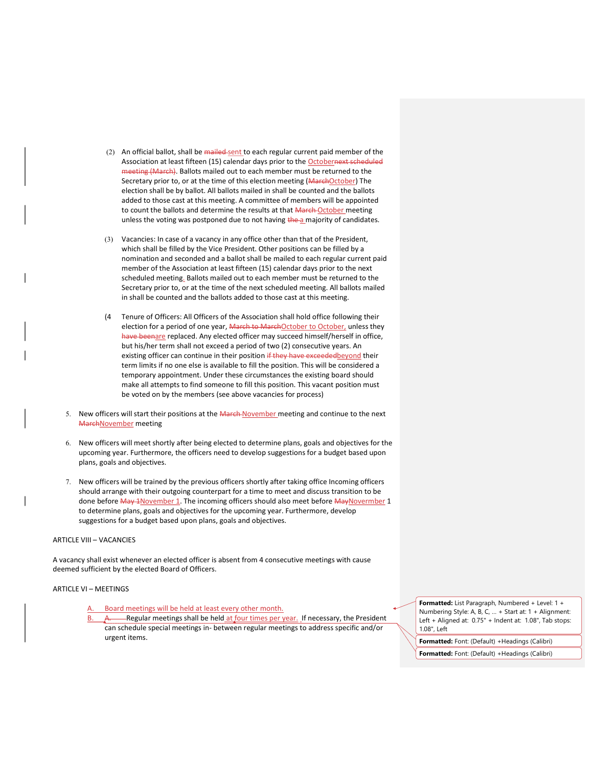(2) An official ballot, shall be ~~mailed~~ sent to each regular current paid member of the Association at least fifteen (15) calendar days prior to the October~~next scheduled meeting (March)~~. Ballots mailed out to each member must be returned to the Secretary prior to, or at the time of this election meeting (~~March~~October) The election shall be by ballot. All ballots mailed in shall be counted and the ballots added to those cast at this meeting. A committee of members will be appointed to count the ballots and determine the results at that ~~March~~ October meeting unless the voting was postponed due to not having ~~the~~ a majority of candidates.

(3) Vacancies: In case of a vacancy in any office other than that of the President, which shall be filled by the Vice President. Other positions can be filled by a nomination and seconded and a ballot shall be mailed to each regular current paid member of the Association at least fifteen (15) calendar days prior to the next scheduled meeting. Ballots mailed out to each member must be returned to the Secretary prior to, or at the time of the next scheduled meeting. All ballots mailed in shall be counted and the ballots added to those cast at this meeting.

(4 Tenure of Officers: All Officers of the Association shall hold office following their election for a period of one year, ~~March to March~~October to October, unless they ~~have been~~are replaced. Any elected officer may succeed himself/herself in office, but his/her term shall not exceed a period of two (2) consecutive years. An existing officer can continue in their position ~~if they have exceeded~~beyond their term limits if no one else is available to fill the position. This will be considered a temporary appointment. Under these circumstances the existing board should make all attempts to find someone to fill this position. This vacant position must be voted on by the members (see above vacancies for process)

5. New officers will start their positions at the ~~March~~ November meeting and continue to the next ~~March~~November meeting

6. New officers will meet shortly after being elected to determine plans, goals and objectives for the upcoming year. Furthermore, the officers need to develop suggestions for a budget based upon plans, goals and objectives.

7. New officers will be trained by the previous officers shortly after taking office Incoming officers should arrange with their outgoing counterpart for a time to meet and discuss transition to be done before ~~May 1~~November 1. The incoming officers should also meet before ~~May~~Novermber 1 to determine plans, goals and objectives for the upcoming year. Furthermore, develop suggestions for a budget based upon plans, goals and objectives.

ARTICLE VIII – VACANCIES

A vacancy shall exist whenever an elected officer is absent from 4 consecutive meetings with cause deemed sufficient by the elected Board of Officers.

ARTICLE VI – MEETINGS

A. Board meetings will be held at least every other month.

B. ~~A.~~ Regular meetings shall be held at four times per year. If necessary, the President can schedule special meetings in- between regular meetings to address specific and/or urgent items.

**Formatted:** List Paragraph, Numbered + Level: 1 + Numbering Style: A, B, C, … + Start at: 1 + Alignment: Left + Aligned at: 0.75" + Indent at: 1.08", Tab stops: 1.08", Left

**Formatted:** Font: (Default) +Headings (Calibri)

**Formatted:** Font: (Default) +Headings (Calibri)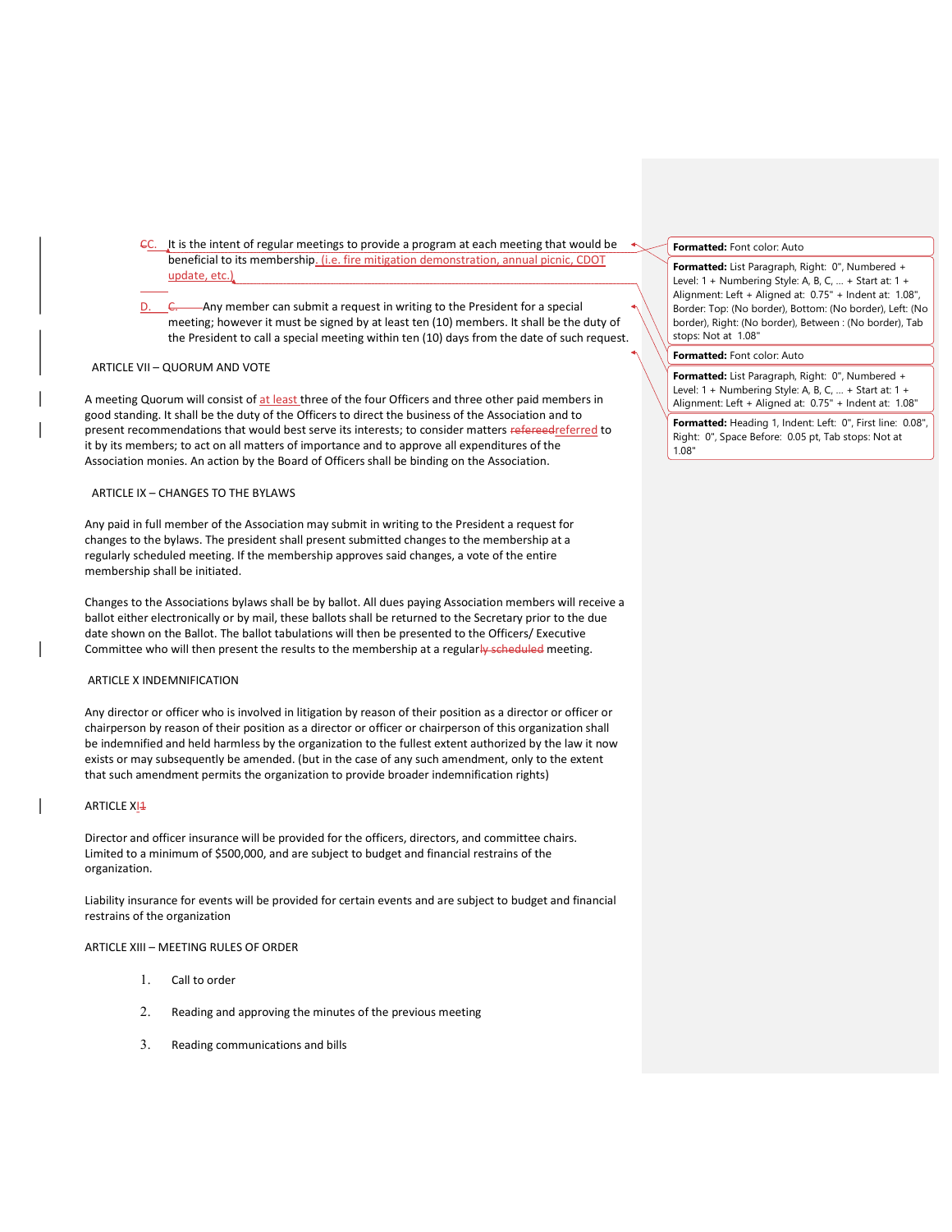C. It is the intent of regular meetings to provide a program at each meeting that would be beneficial to its membership. (i.e. fire mitigation demonstration, annual picnic, CDOT update, etc.)

D. Any member can submit a request in writing to the President for a special meeting; however it must be signed by at least ten (10) members. It shall be the duty of the President to call a special meeting within ten (10) days from the date of such request.

## ARTICLE VII – QUORUM AND VOTE

A meeting Quorum will consist of at least three of the four Officers and three other paid members in good standing. It shall be the duty of the Officers to direct the business of the Association and to present recommendations that would best serve its interests; to consider matters referred to it by its members; to act on all matters of importance and to approve all expenditures of the Association monies. An action by the Board of Officers shall be binding on the Association.

## ARTICLE IX – CHANGES TO THE BYLAWS

Any paid in full member of the Association may submit in writing to the President a request for changes to the bylaws. The president shall present submitted changes to the membership at a regularly scheduled meeting. If the membership approves said changes, a vote of the entire membership shall be initiated.

Changes to the Associations bylaws shall be by ballot. All dues paying Association members will receive a ballot either electronically or by mail, these ballots shall be returned to the Secretary prior to the due date shown on the Ballot. The ballot tabulations will then be presented to the Officers/ Executive Committee who will then present the results to the membership at a regular meeting.

## ARTICLE X INDEMNIFICATION

Any director or officer who is involved in litigation by reason of their position as a director or officer or chairperson by reason of their position as a director or officer or chairperson of this organization shall be indemnified and held harmless by the organization to the fullest extent authorized by the law it now exists or may subsequently be amended. (but in the case of any such amendment, only to the extent that such amendment permits the organization to provide broader indemnification rights)

## ARTICLE XI

Director and officer insurance will be provided for the officers, directors, and committee chairs. Limited to a minimum of $500,000, and are subject to budget and financial restrains of the organization.

Liability insurance for events will be provided for certain events and are subject to budget and financial restrains of the organization

## ARTICLE XIII – MEETING RULES OF ORDER

1. Call to order
2. Reading and approving the minutes of the previous meeting
3. Reading communications and bills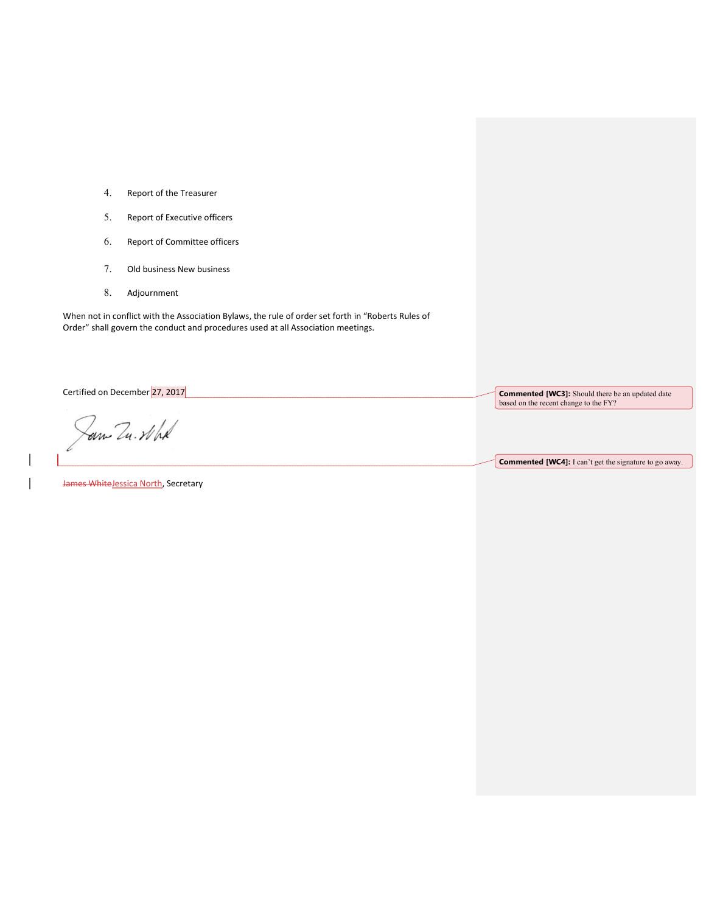4. Report of the Treasurer

5. Report of Executive officers

6. Report of Committee officers

7. Old business New business

8. Adjournment

When not in conflict with the Association Bylaws, the rule of order set forth in "Roberts Rules of Order" shall govern the conduct and procedures used at all Association meetings.

Certified on December 27, 2017

~~James White~~Jessica North, Secretary

**Commented [WC3]:** Should there be an updated date based on the recent change to the FY?

**Commented [WC4]:** I can't get the signature to go away.